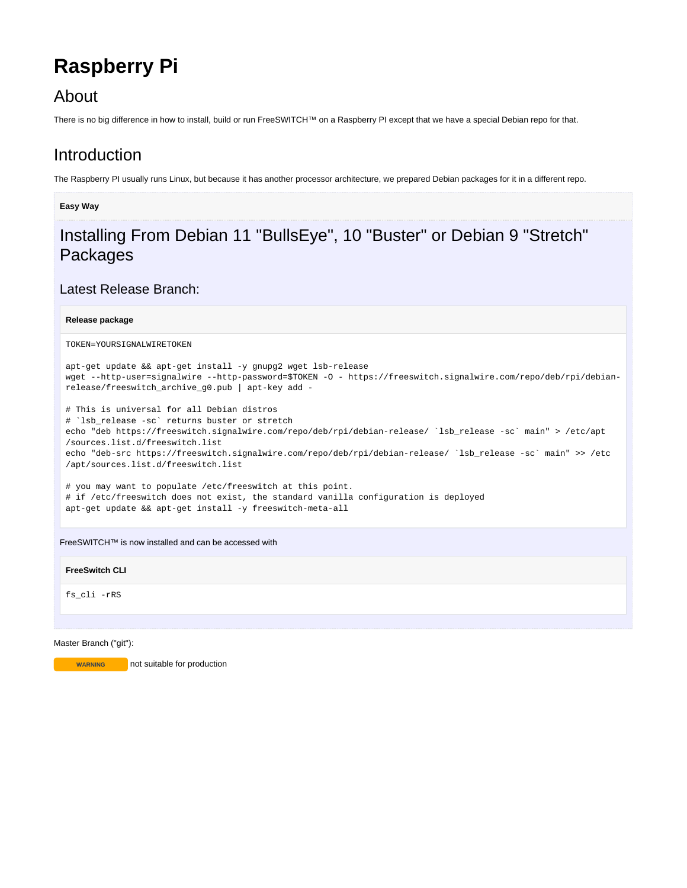# Raspberry Pi

## About

There is no big difference in how to install, build or run FreeSWITCH™ on a Raspberry PI except that we have a special Debian repo for that.

## Introduction

The Raspberry PI usually runs Linux, but because it has another processor architecture, we prepared Debian packages for it in a different repo.

**Easy Way**

## Installing From Debian 11 "BullsEye", 10 "Buster" or Debian 9 "Stretch" Packages

### Latest Release Branch:

**Release package**

```
TOKEN=YOURSIGNALWIRETOKEN

apt-get update && apt-get install -y gnupg2 wget lsb-release
wget --http-user=signalwire --http-password=$TOKEN -O - https://freeswitch.signalwire.com/repo/deb/rpi/debian-release/freeswitch_archive_g0.pub | apt-key add -

# This is universal for all Debian distros
# `lsb_release -sc` returns buster or stretch
echo "deb https://freeswitch.signalwire.com/repo/deb/rpi/debian-release/ `lsb_release -sc` main" > /etc/apt/sources.list.d/freeswitch.list
echo "deb-src https://freeswitch.signalwire.com/repo/deb/rpi/debian-release/ `lsb_release -sc` main" >> /etc/apt/sources.list.d/freeswitch.list

# you may want to populate /etc/freeswitch at this point.
# if /etc/freeswitch does not exist, the standard vanilla configuration is deployed
apt-get update && apt-get install -y freeswitch-meta-all
```

FreeSWITCH™ is now installed and can be accessed with

**FreeSwitch CLI**

```
fs_cli -rRS
```

Master Branch ("git"):

**WARNING** not suitable for production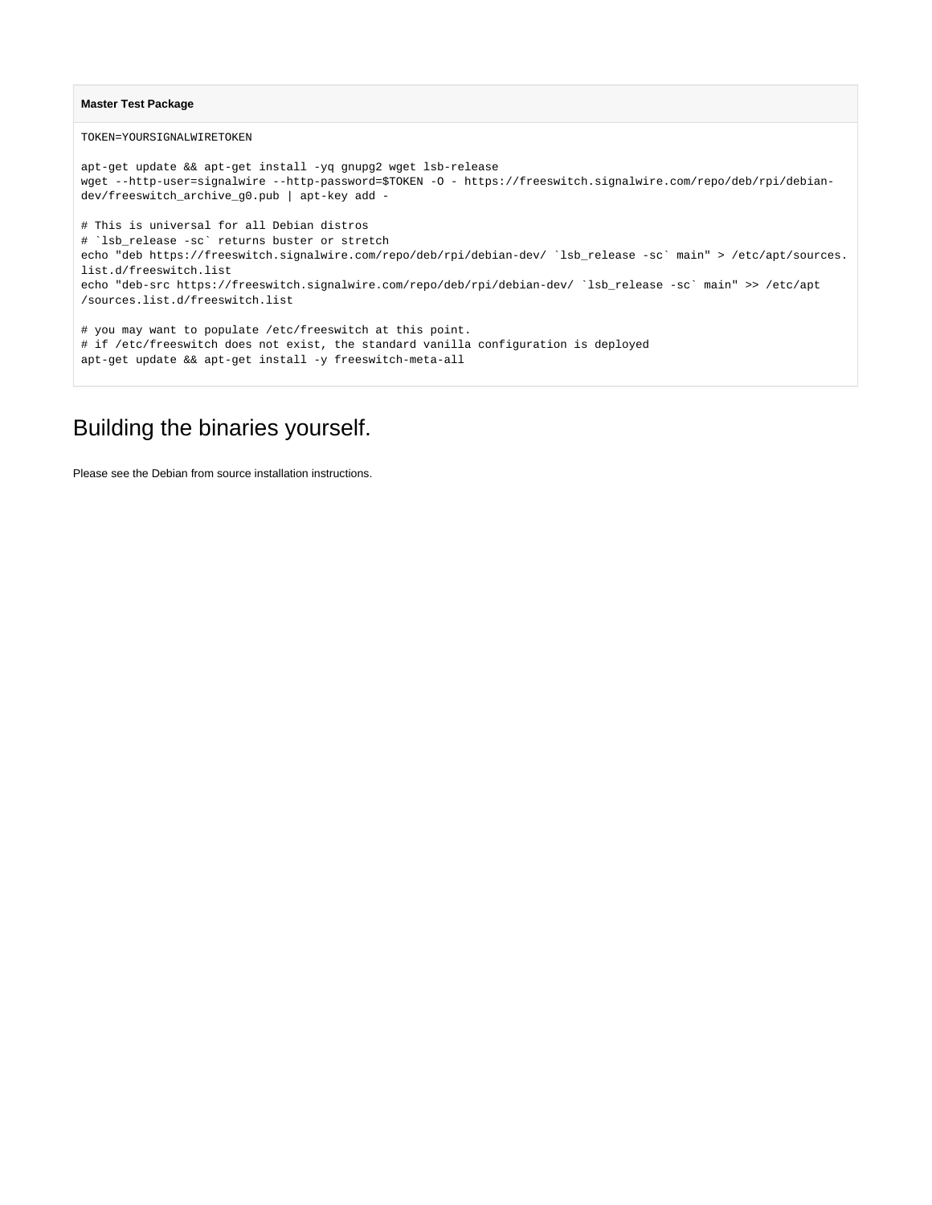**Master Test Package**

```
TOKEN=YOURSIGNALWIRETOKEN

apt-get update && apt-get install -yq gnupg2 wget lsb-release
wget --http-user=signalwire --http-password=$TOKEN -O - https://freeswitch.signalwire.com/repo/deb/rpi/debian-dev/freeswitch_archive_g0.pub | apt-key add -

# This is universal for all Debian distros
# `lsb_release -sc` returns buster or stretch
echo "deb https://freeswitch.signalwire.com/repo/deb/rpi/debian-dev/ `lsb_release -sc` main" > /etc/apt/sources.list.d/freeswitch.list
echo "deb-src https://freeswitch.signalwire.com/repo/deb/rpi/debian-dev/ `lsb_release -sc` main" >> /etc/apt/sources.list.d/freeswitch.list

# you may want to populate /etc/freeswitch at this point.
# if /etc/freeswitch does not exist, the standard vanilla configuration is deployed
apt-get update && apt-get install -y freeswitch-meta-all
```

## Building the binaries yourself.

Please see the Debian from source installation instructions.